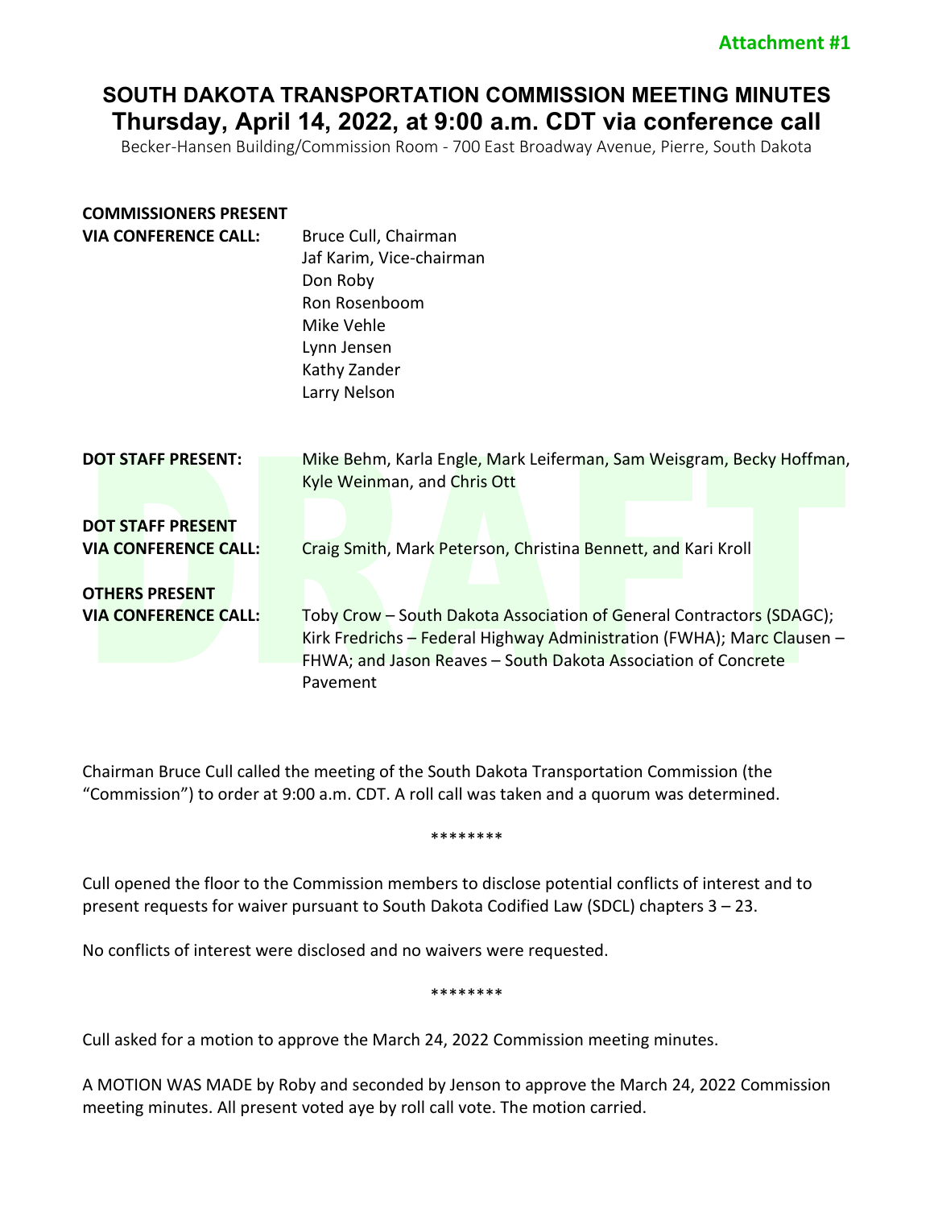**Attachment #1**

# SOUTH DAKOTA TRANSPORTATION COMMISSION MEETING MINUTES
## Thursday, April 14, 2022, at 9:00 a.m. CDT via conference call

Becker-Hansen Building/Commission Room - 700 East Broadway Avenue, Pierre, South Dakota

**COMMISSIONERS PRESENT VIA CONFERENCE CALL:**
Bruce Cull, Chairman
Jaf Karim, Vice-chairman
Don Roby
Ron Rosenboom
Mike Vehle
Lynn Jensen
Kathy Zander
Larry Nelson

**DOT STAFF PRESENT:** Mike Behm, Karla Engle, Mark Leiferman, Sam Weisgram, Becky Hoffman, Kyle Weinman, and Chris Ott

**DOT STAFF PRESENT VIA CONFERENCE CALL:** Craig Smith, Mark Peterson, Christina Bennett, and Kari Kroll

**OTHERS PRESENT VIA CONFERENCE CALL:** Toby Crow – South Dakota Association of General Contractors (SDAGC); Kirk Fredrichs – Federal Highway Administration (FWHA); Marc Clausen – FHWA; and Jason Reaves – South Dakota Association of Concrete Pavement

Chairman Bruce Cull called the meeting of the South Dakota Transportation Commission (the "Commission") to order at 9:00 a.m. CDT. A roll call was taken and a quorum was determined.

********

Cull opened the floor to the Commission members to disclose potential conflicts of interest and to present requests for waiver pursuant to South Dakota Codified Law (SDCL) chapters 3 – 23.

No conflicts of interest were disclosed and no waivers were requested.

********

Cull asked for a motion to approve the March 24, 2022 Commission meeting minutes.

A MOTION WAS MADE by Roby and seconded by Jenson to approve the March 24, 2022 Commission meeting minutes. All present voted aye by roll call vote. The motion carried.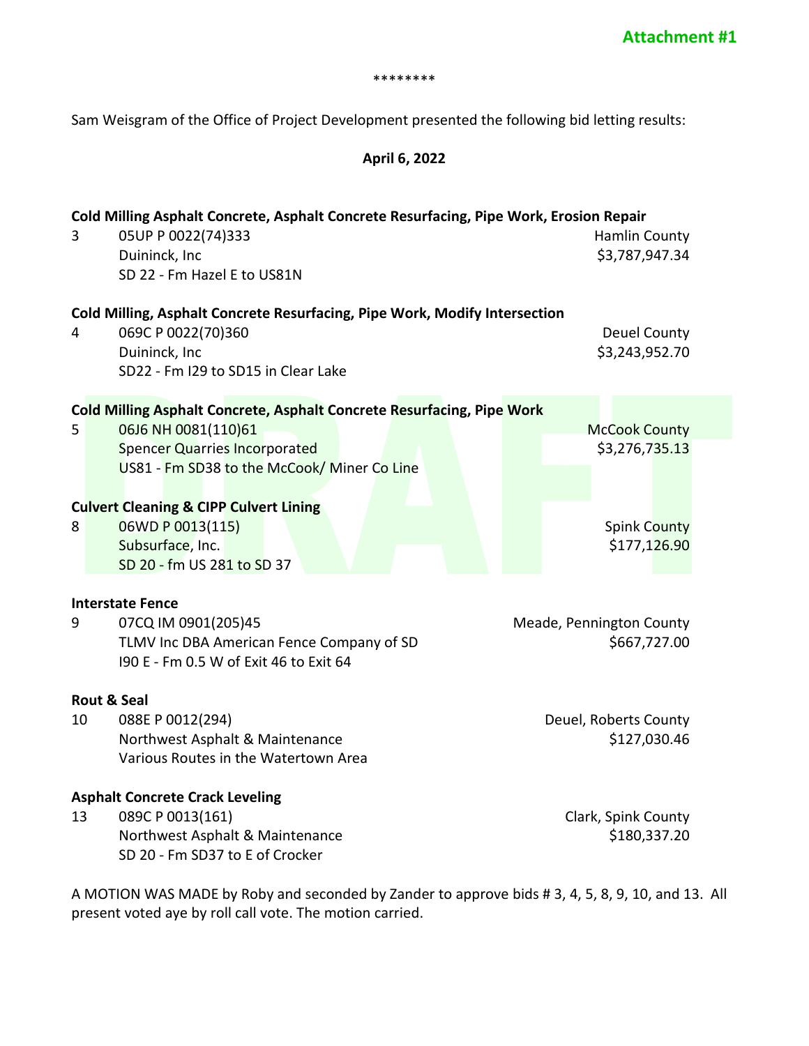**Attachment #1**

\*\*\*\*\*\*\*\*

Sam Weisgram of the Office of Project Development presented the following bid letting results:

**April 6, 2022**

**Cold Milling Asphalt Concrete, Asphalt Concrete Resurfacing, Pipe Work, Erosion Repair**

| | | |
|---|---|---|
| 3 | 05UP P 0022(74)333<br>Duininck, Inc<br>SD 22 - Fm Hazel E to US81N | Hamlin County<br>$3,787,947.34 |

**Cold Milling, Asphalt Concrete Resurfacing, Pipe Work, Modify Intersection**

| | | |
|---|---|---|
| 4 | 069C P 0022(70)360<br>Duininck, Inc<br>SD22 - Fm I29 to SD15 in Clear Lake | Deuel County<br>$3,243,952.70 |

**Cold Milling Asphalt Concrete, Asphalt Concrete Resurfacing, Pipe Work**

| | | |
|---|---|---|
| 5 | 06J6 NH 0081(110)61<br>Spencer Quarries Incorporated<br>US81 - Fm SD38 to the McCook/ Miner Co Line | McCook County<br>$3,276,735.13 |

**Culvert Cleaning & CIPP Culvert Lining**

| | | |
|---|---|---|
| 8 | 06WD P 0013(115)<br>Subsurface, Inc.<br>SD 20 - fm US 281 to SD 37 | Spink County<br>$177,126.90 |

**Interstate Fence**

| | | |
|---|---|---|
| 9 | 07CQ IM 0901(205)45<br>TLMV Inc DBA American Fence Company of SD<br>I90 E - Fm 0.5 W of Exit 46 to Exit 64 | Meade, Pennington County<br>$667,727.00 |

**Rout & Seal**

| | | |
|---|---|---|
| 10 | 088E P 0012(294)<br>Northwest Asphalt & Maintenance<br>Various Routes in the Watertown Area | Deuel, Roberts County<br>$127,030.46 |

**Asphalt Concrete Crack Leveling**

| | | |
|---|---|---|
| 13 | 089C P 0013(161)<br>Northwest Asphalt & Maintenance<br>SD 20 - Fm SD37 to E of Crocker | Clark, Spink County<br>$180,337.20 |

A MOTION WAS MADE by Roby and seconded by Zander to approve bids # 3, 4, 5, 8, 9, 10, and 13. All present voted aye by roll call vote. The motion carried.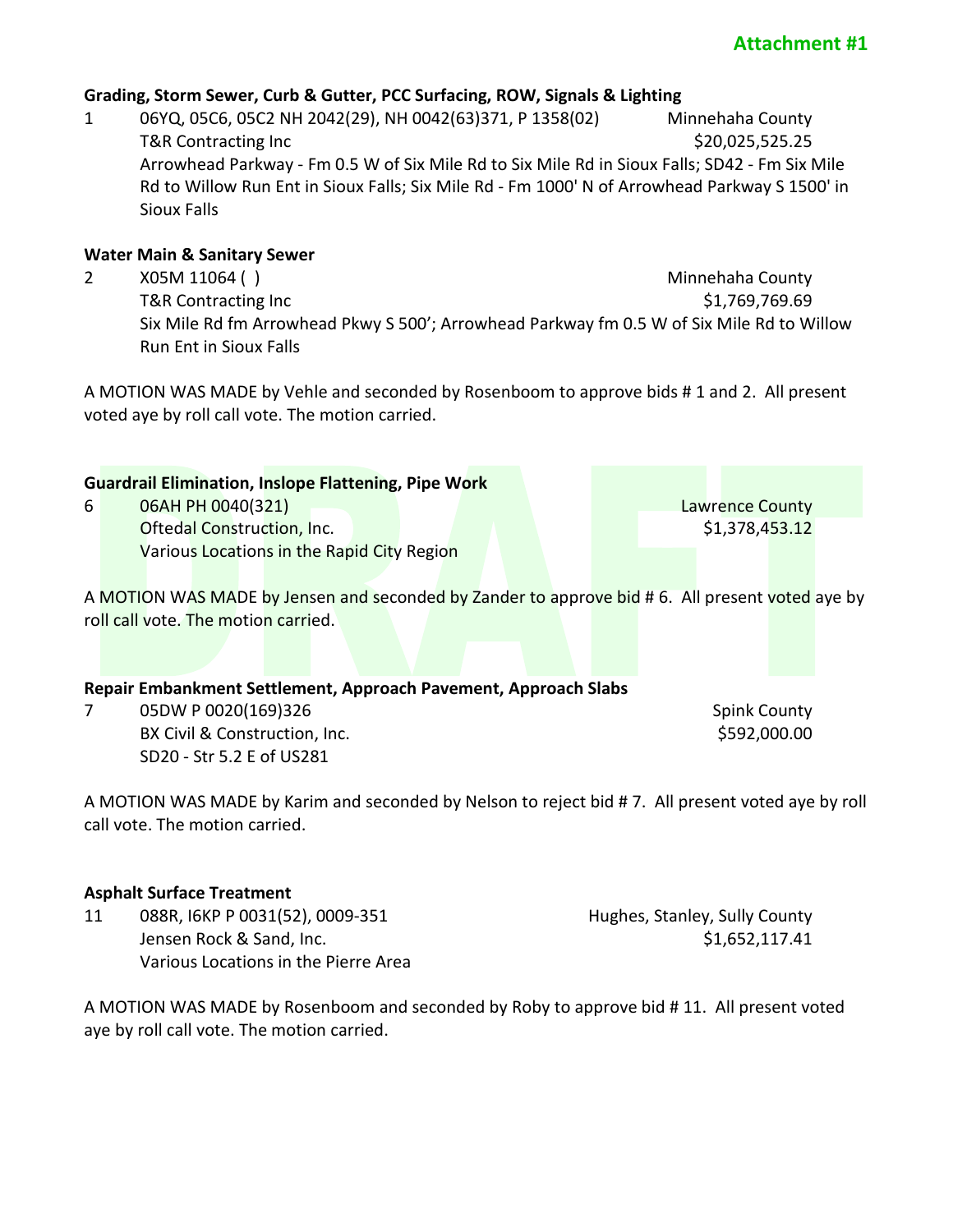**Attachment #1**

**Grading, Storm Sewer, Curb & Gutter, PCC Surfacing, ROW, Signals & Lighting**

1 06YQ, 05C6, 05C2 NH 2042(29), NH 0042(63)371, P 1358(02) Minnehaha County
T&R Contracting Inc $20,025,525.25
Arrowhead Parkway - Fm 0.5 W of Six Mile Rd to Six Mile Rd in Sioux Falls; SD42 - Fm Six Mile Rd to Willow Run Ent in Sioux Falls; Six Mile Rd - Fm 1000' N of Arrowhead Parkway S 1500' in Sioux Falls

**Water Main & Sanitary Sewer**

2 X05M 11064 ( ) Minnehaha County
T&R Contracting Inc $1,769,769.69
Six Mile Rd fm Arrowhead Pkwy S 500'; Arrowhead Parkway fm 0.5 W of Six Mile Rd to Willow Run Ent in Sioux Falls

A MOTION WAS MADE by Vehle and seconded by Rosenboom to approve bids # 1 and 2. All present voted aye by roll call vote. The motion carried.

**Guardrail Elimination, Inslope Flattening, Pipe Work**

6 06AH PH 0040(321) Lawrence County
Oftedal Construction, Inc. $1,378,453.12
Various Locations in the Rapid City Region

A MOTION WAS MADE by Jensen and seconded by Zander to approve bid # 6. All present voted aye by roll call vote. The motion carried.

**Repair Embankment Settlement, Approach Pavement, Approach Slabs**

7 05DW P 0020(169)326 Spink County
BX Civil & Construction, Inc. $592,000.00
SD20 - Str 5.2 E of US281

A MOTION WAS MADE by Karim and seconded by Nelson to reject bid # 7. All present voted aye by roll call vote. The motion carried.

**Asphalt Surface Treatment**

11 088R, I6KP P 0031(52), 0009-351 Hughes, Stanley, Sully County
Jensen Rock & Sand, Inc. $1,652,117.41
Various Locations in the Pierre Area

A MOTION WAS MADE by Rosenboom and seconded by Roby to approve bid # 11. All present voted aye by roll call vote. The motion carried.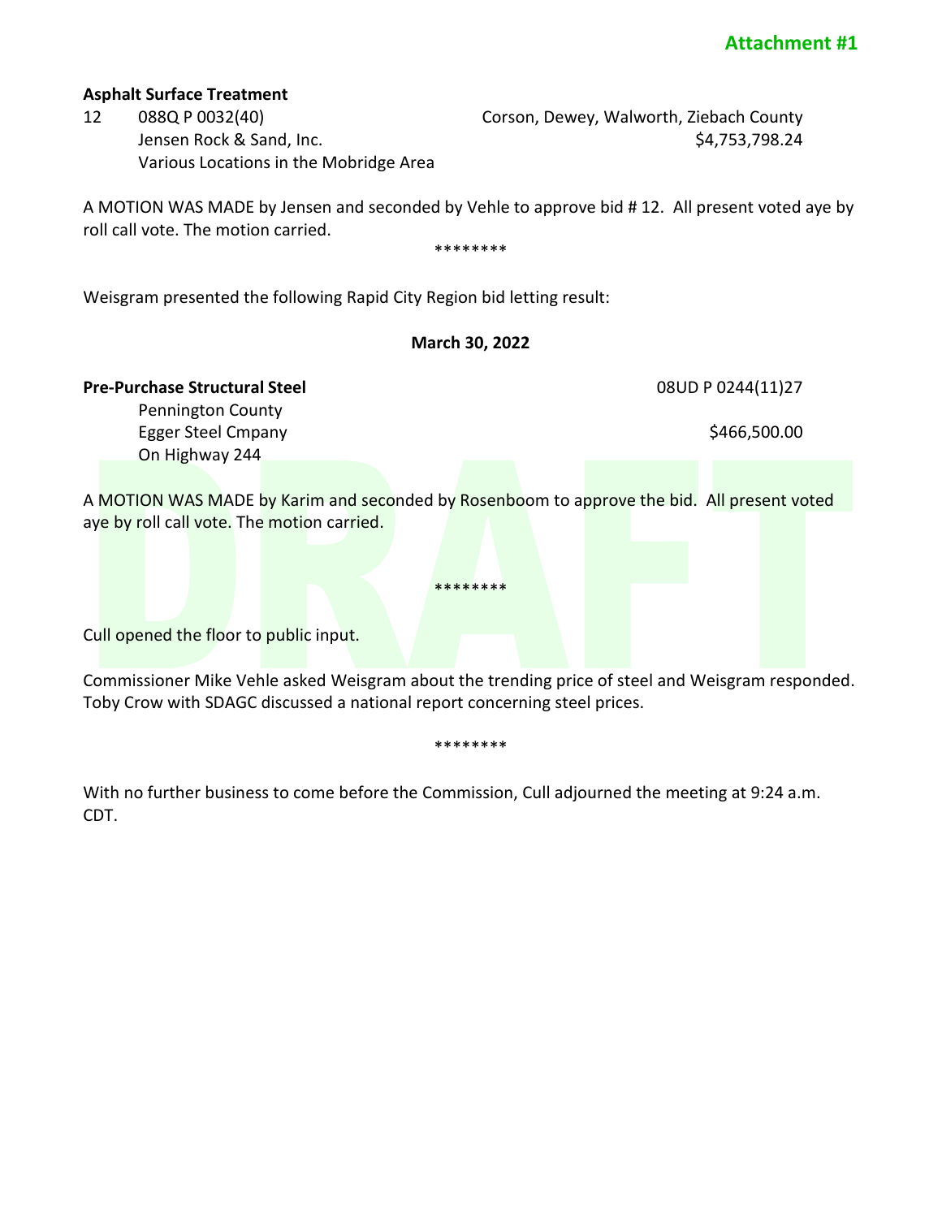**Attachment #1**

**Asphalt Surface Treatment**

| | | |
|---|---|---|
| 12 | 088Q P 0032(40) | Corson, Dewey, Walworth, Ziebach County |
| | Jensen Rock & Sand, Inc. | $4,753,798.24 |
| | Various Locations in the Mobridge Area | |

A MOTION WAS MADE by Jensen and seconded by Vehle to approve bid # 12. All present voted aye by roll call vote. The motion carried.

********

Weisgram presented the following Rapid City Region bid letting result:

**March 30, 2022**

| | |
|---|---|
| **Pre-Purchase Structural Steel** | 08UD P 0244(11)27 |
| Pennington County | |
| Egger Steel Cmpany | $466,500.00 |
| On Highway 244 | |

A MOTION WAS MADE by Karim and seconded by Rosenboom to approve the bid. All present voted aye by roll call vote. The motion carried.

********

Cull opened the floor to public input.

Commissioner Mike Vehle asked Weisgram about the trending price of steel and Weisgram responded. Toby Crow with SDAGC discussed a national report concerning steel prices.

********

With no further business to come before the Commission, Cull adjourned the meeting at 9:24 a.m. CDT.

DRAFT